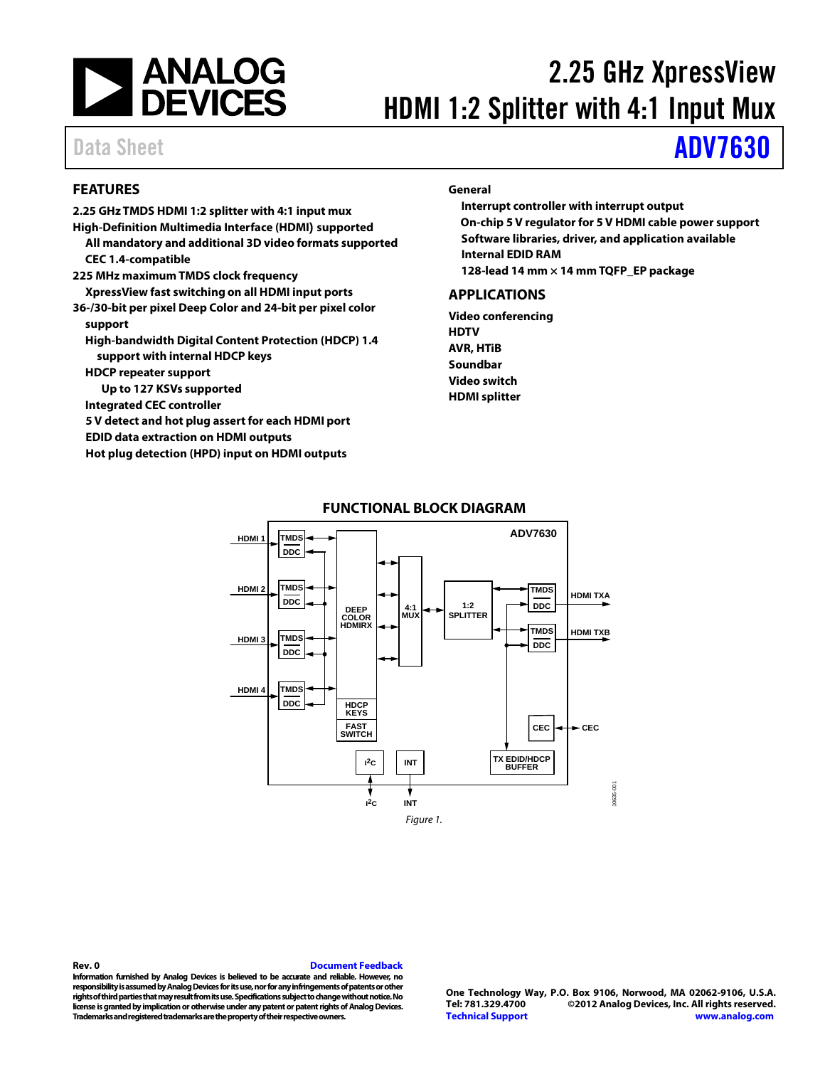# 2.25 GHz XpressView HDMI 1:2 Splitter with 4:1 Input Mux

Data Sheet **ADV7630**

## FEATURES

**2.25 GHz TMDS HDMI 1:2 splitter with 4:1 input mux**
**High-Definition Multimedia Interface (HDMI) supported**
- **All mandatory and additional 3D video formats supported**
- **CEC 1.4-compatible**

**225 MHz maximum TMDS clock frequency**
- **XpressView fast switching on all HDMI input ports**

**36-/30-bit per pixel Deep Color and 24-bit per pixel color support**
- **High-bandwidth Digital Content Protection (HDCP) 1.4 support with internal HDCP keys**
- **HDCP repeater support**
  - **Up to 127 KSVs supported**
- **Integrated CEC controller**
- **5 V detect and hot plug assert for each HDMI port**
- **EDID data extraction on HDMI outputs**
- **Hot plug detection (HPD) input on HDMI outputs**

**General**
- **Interrupt controller with interrupt output**
- **On-chip 5 V regulator for 5 V HDMI cable power support**
- **Software libraries, driver, and application available**
- **Internal EDID RAM**
- **128-lead 14 mm × 14 mm TQFP_EP package**

## APPLICATIONS

**Video conferencing**
**HDTV**
**AVR, HTiB**
**Soundbar**
**Video switch**
**HDMI splitter**

## FUNCTIONAL BLOCK DIAGRAM

*Figure 1.*

**Rev. 0** Document Feedback

**Information furnished by Analog Devices is believed to be accurate and reliable. However, no responsibility is assumed by Analog Devices for its use, nor for any infringements of patents or other rights of third parties that may result from its use. Specifications subject to change without notice. No license is granted by implication or otherwise under any patent or patent rights of Analog Devices. Trademarks and registered trademarks are the property of their respective owners.**

**One Technology Way, P.O. Box 9106, Norwood, MA 02062-9106, U.S.A.**
**Tel: 781.329.4700 ©2012 Analog Devices, Inc. All rights reserved.**
**Technical Support www.analog.com**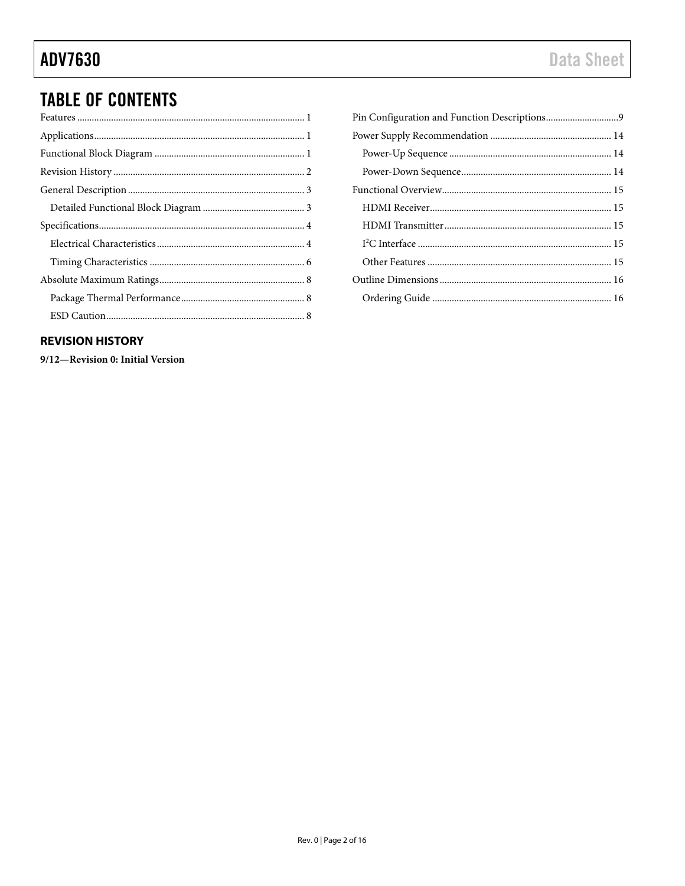## TABLE OF CONTENTS

Features ... 1
Applications ... 1
Functional Block Diagram ... 1
Revision History ... 2
General Description ... 3
  Detailed Functional Block Diagram ... 3
Specifications ... 4
  Electrical Characteristics ... 4
  Timing Characteristics ... 6
Absolute Maximum Ratings ... 8
  Package Thermal Performance ... 8
  ESD Caution ... 8
Pin Configuration and Function Descriptions ... 9
Power Supply Recommendation ... 14
  Power-Up Sequence ... 14
  Power-Down Sequence ... 14
Functional Overview ... 15
  HDMI Receiver ... 15
  HDMI Transmitter ... 15
  $I^2C$ Interface ... 15
  Other Features ... 15
Outline Dimensions ... 16
  Ordering Guide ... 16

### REVISION HISTORY

**9/12—Revision 0: Initial Version**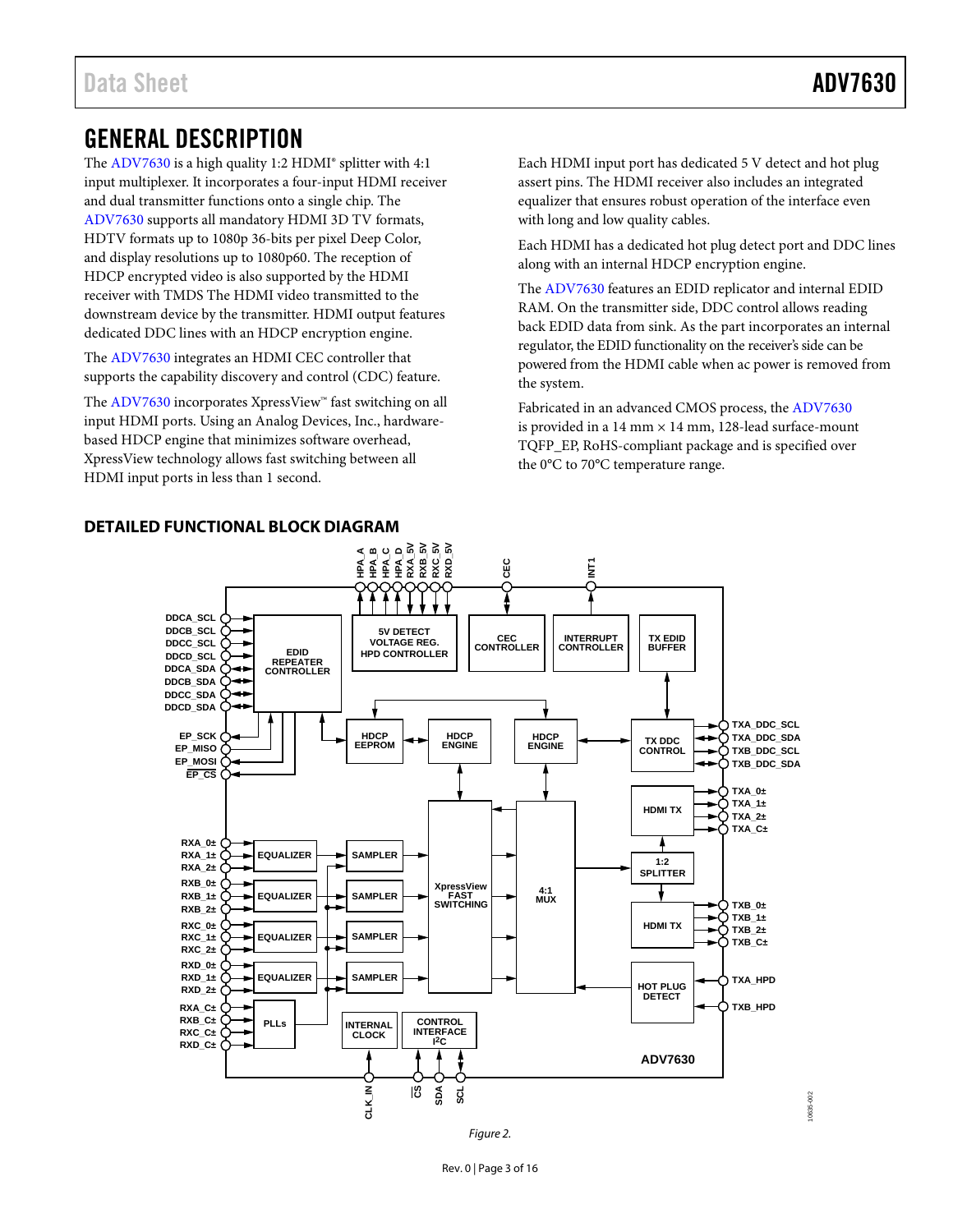# GENERAL DESCRIPTION

The ADV7630 is a high quality 1:2 HDMI® splitter with 4:1 input multiplexer. It incorporates a four-input HDMI receiver and dual transmitter functions onto a single chip. The ADV7630 supports all mandatory HDMI 3D TV formats, HDTV formats up to 1080p 36-bits per pixel Deep Color, and display resolutions up to 1080p60. The reception of HDCP encrypted video is also supported by the HDMI receiver with TMDS The HDMI video transmitted to the downstream device by the transmitter. HDMI output features dedicated DDC lines with an HDCP encryption engine.

The ADV7630 integrates an HDMI CEC controller that supports the capability discovery and control (CDC) feature.

The ADV7630 incorporates XpressView™ fast switching on all input HDMI ports. Using an Analog Devices, Inc., hardware-based HDCP engine that minimizes software overhead, XpressView technology allows fast switching between all HDMI input ports in less than 1 second.

Each HDMI input port has dedicated 5 V detect and hot plug assert pins. The HDMI receiver also includes an integrated equalizer that ensures robust operation of the interface even with long and low quality cables.

Each HDMI has a dedicated hot plug detect port and DDC lines along with an internal HDCP encryption engine.

The ADV7630 features an EDID replicator and internal EDID RAM. On the transmitter side, DDC control allows reading back EDID data from sink. As the part incorporates an internal regulator, the EDID functionality on the receiver's side can be powered from the HDMI cable when ac power is removed from the system.

Fabricated in an advanced CMOS process, the ADV7630 is provided in a 14 mm × 14 mm, 128-lead surface-mount TQFP_EP, RoHS-compliant package and is specified over the 0°C to 70°C temperature range.

## DETAILED FUNCTIONAL BLOCK DIAGRAM

*Figure 2.*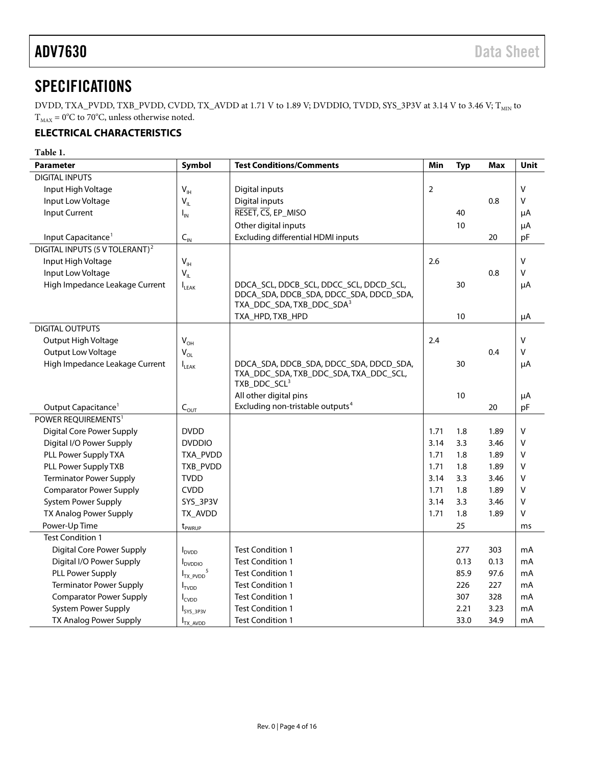# SPECIFICATIONS

DVDD, TXA_PVDD, TXB_PVDD, CVDD, TX_AVDD at 1.71 V to 1.89 V; DVDDIO, TVDD, SYS_3P3V at 3.14 V to 3.46 V; $T_{MIN}$ to $T_{MAX}$ = 0°C to 70°C, unless otherwise noted.

## ELECTRICAL CHARACTERISTICS

**Table 1.**

| Parameter | Symbol | Test Conditions/Comments | Min | Typ | Max | Unit |
|---|---|---|---|---|---|---|
| DIGITAL INPUTS | | | | | | |
| Input High Voltage | $V_{IH}$ | Digital inputs | 2 | | | V |
| Input Low Voltage | $V_{IL}$ | Digital inputs | | | 0.8 | V |
| Input Current | $I_{IN}$ | RESET, CS, EP_MISO | | 40 | | µA |
| | | Other digital inputs | | 10 | | µA |
| Input Capacitance[1] | $C_{IN}$ | Excluding differential HDMI inputs | | | 20 | pF |
| DIGITAL INPUTS (5 V TOLERANT)[2] | | | | | | |
| Input High Voltage | $V_{IH}$ | | 2.6 | | | V |
| Input Low Voltage | $V_{IL}$ | | | | 0.8 | V |
| High Impedance Leakage Current | $I_{LEAK}$ | DDCA_SCL, DDCB_SCL, DDCC_SCL, DDCD_SCL, DDCA_SDA, DDCB_SDA, DDCC_SDA, DDCD_SDA, TXA_DDC_SDA, TXB_DDC_SDA[3] | | 30 | | µA |
| | | TXA_HPD, TXB_HPD | | 10 | | µA |
| DIGITAL OUTPUTS | | | | | | |
| Output High Voltage | $V_{OH}$ | | 2.4 | | | V |
| Output Low Voltage | $V_{OL}$ | | | | 0.4 | V |
| High Impedance Leakage Current | $I_{LEAK}$ | DDCA_SDA, DDCB_SDA, DDCC_SDA, DDCD_SDA, TXA_DDC_SDA, TXB_DDC_SDA, TXA_DDC_SCL, TXB_DDC_SCL[3] | | 30 | | µA |
| | | All other digital pins | | 10 | | µA |
| Output Capacitance[1] | $C_{OUT}$ | Excluding non-tristable outputs[4] | | | 20 | pF |
| POWER REQUIREMENTS[1] | | | | | | |
| Digital Core Power Supply | DVDD | | 1.71 | 1.8 | 1.89 | V |
| Digital I/O Power Supply | DVDDIO | | 3.14 | 3.3 | 3.46 | V |
| PLL Power Supply TXA | TXA_PVDD | | 1.71 | 1.8 | 1.89 | V |
| PLL Power Supply TXB | TXB_PVDD | | 1.71 | 1.8 | 1.89 | V |
| Terminator Power Supply | TVDD | | 3.14 | 3.3 | 3.46 | V |
| Comparator Power Supply | CVDD | | 1.71 | 1.8 | 1.89 | V |
| System Power Supply | SYS_3P3V | | 3.14 | 3.3 | 3.46 | V |
| TX Analog Power Supply | TX_AVDD | | 1.71 | 1.8 | 1.89 | V |
| Power-Up Time | $t_{PWRUP}$ | | | 25 | | ms |
| Test Condition 1 | | | | | | |
| Digital Core Power Supply | $I_{DVDD}$ | Test Condition 1 | | 277 | 303 | mA |
| Digital I/O Power Supply | $I_{DVDDIO}$ | Test Condition 1 | | 0.13 | 0.13 | mA |
| PLL Power Supply | $I_{TX\_PVDD}$[5] | Test Condition 1 | | 85.9 | 97.6 | mA |
| Terminator Power Supply | $I_{TVDD}$ | Test Condition 1 | | 226 | 227 | mA |
| Comparator Power Supply | $I_{CVDD}$ | Test Condition 1 | | 307 | 328 | mA |
| System Power Supply | $I_{SYS\_3P3V}$ | Test Condition 1 | | 2.21 | 3.23 | mA |
| TX Analog Power Supply | $I_{TX\_AVDD}$ | Test Condition 1 | | 33.0 | 34.9 | mA |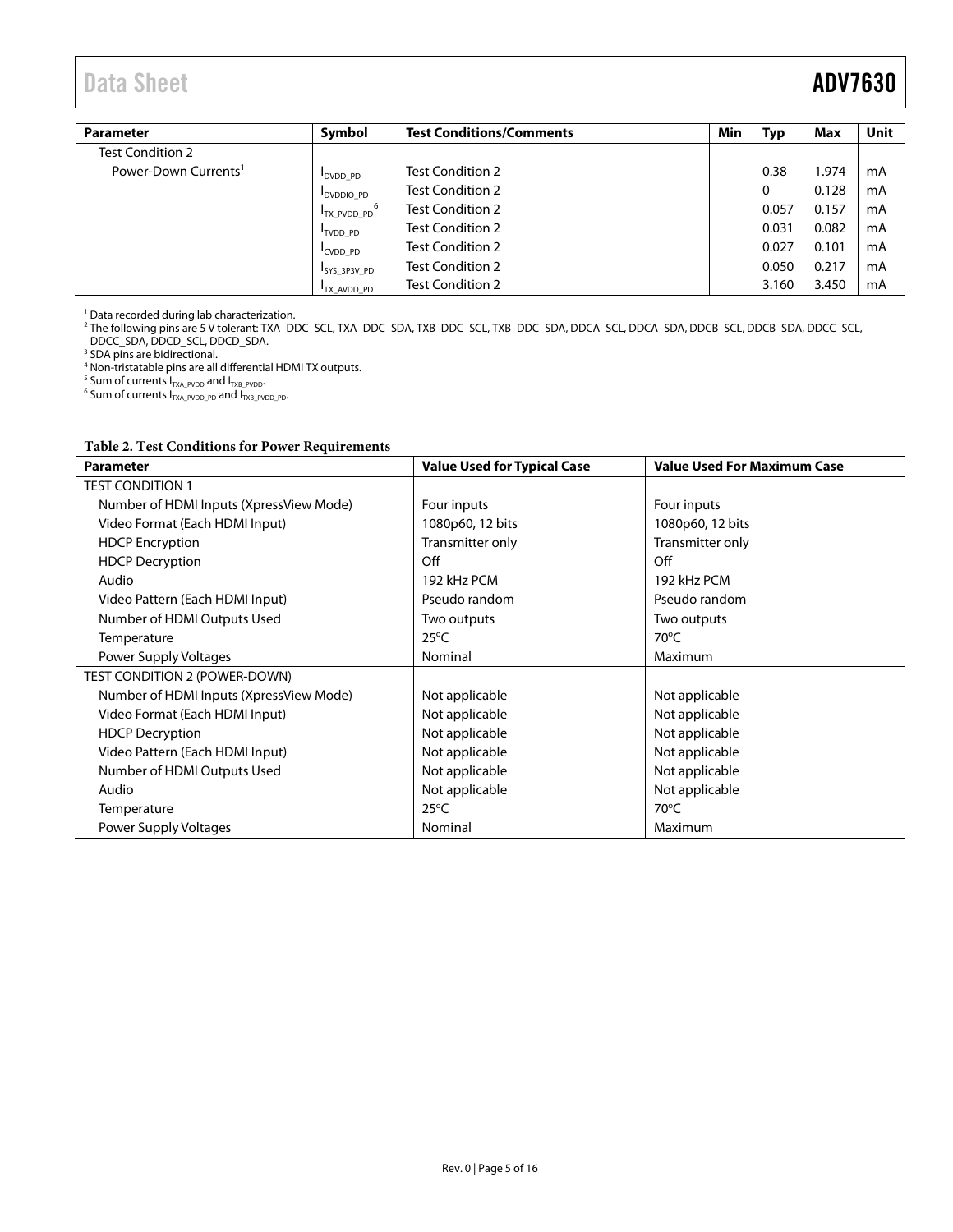| Parameter | Symbol | Test Conditions/Comments | Min | Typ | Max | Unit |
|---|---|---|---|---|---|---|
| Test Condition 2 | | | | | | |
| Power-Down Currents[1] | $I_{DVDD\_PD}$ | Test Condition 2 | | 0.38 | 1.974 | mA |
| | $I_{DVDDIO\_PD}$ | Test Condition 2 | | 0 | 0.128 | mA |
| | $I_{TX\_PVDD\_PD}$[6] | Test Condition 2 | | 0.057 | 0.157 | mA |
| | $I_{TVDD\_PD}$ | Test Condition 2 | | 0.031 | 0.082 | mA |
| | $I_{CVDD\_PD}$ | Test Condition 2 | | 0.027 | 0.101 | mA |
| | $I_{SYS\_3P3V\_PD}$ | Test Condition 2 | | 0.050 | 0.217 | mA |
| | $I_{TX\_AVDD\_PD}$ | Test Condition 2 | | 3.160 | 3.450 | mA |

[1] Data recorded during lab characterization.
[2] The following pins are 5 V tolerant: TXA_DDC_SCL, TXA_DDC_SDA, TXB_DDC_SCL, TXB_DDC_SDA, DDCA_SCL, DDCA_SDA, DDCB_SCL, DDCB_SDA, DDCC_SCL, DDCC_SDA, DDCD_SCL, DDCD_SDA.
[3] SDA pins are bidirectional.
[4] Non-tristatable pins are all differential HDMI TX outputs.
[5] Sum of currents $I_{TXA\_PVDD}$ and $I_{TXB\_PVDD}$.
[6] Sum of currents $I_{TXA\_PVDD\_PD}$ and $I_{TXB\_PVDD\_PD}$.

**Table 2. Test Conditions for Power Requirements**

| Parameter | Value Used for Typical Case | Value Used For Maximum Case |
|---|---|---|
| TEST CONDITION 1 | | |
| Number of HDMI Inputs (XpressView Mode) | Four inputs | Four inputs |
| Video Format (Each HDMI Input) | 1080p60, 12 bits | 1080p60, 12 bits |
| HDCP Encryption | Transmitter only | Transmitter only |
| HDCP Decryption | Off | Off |
| Audio | 192 kHz PCM | 192 kHz PCM |
| Video Pattern (Each HDMI Input) | Pseudo random | Pseudo random |
| Number of HDMI Outputs Used | Two outputs | Two outputs |
| Temperature | 25°C | 70°C |
| Power Supply Voltages | Nominal | Maximum |
| TEST CONDITION 2 (POWER-DOWN) | | |
| Number of HDMI Inputs (XpressView Mode) | Not applicable | Not applicable |
| Video Format (Each HDMI Input) | Not applicable | Not applicable |
| HDCP Decryption | Not applicable | Not applicable |
| Video Pattern (Each HDMI Input) | Not applicable | Not applicable |
| Number of HDMI Outputs Used | Not applicable | Not applicable |
| Audio | Not applicable | Not applicable |
| Temperature | 25°C | 70°C |
| Power Supply Voltages | Nominal | Maximum |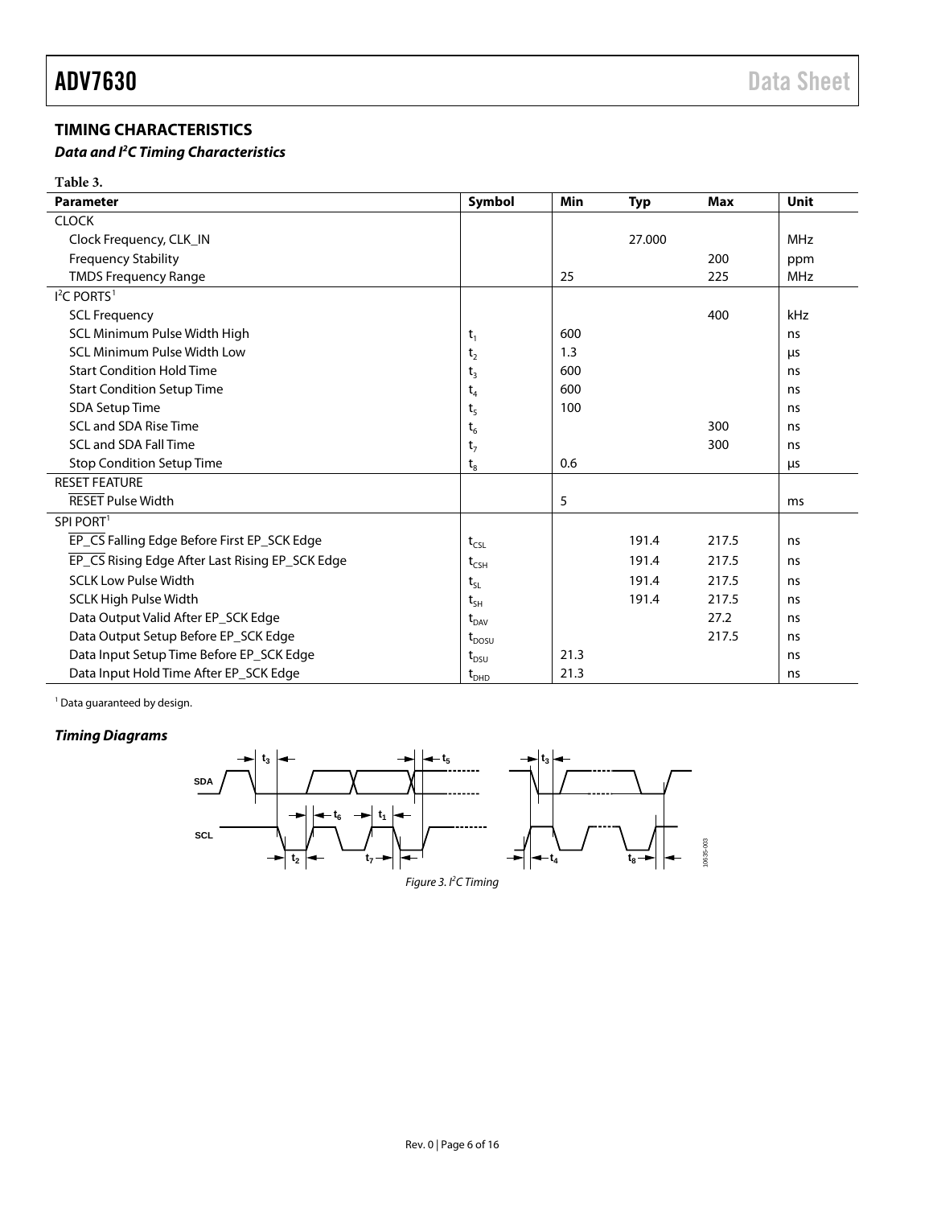## TIMING CHARACTERISTICS

### *Data and I²C Timing Characteristics*

**Table 3.**

| Parameter | Symbol | Min | Typ | Max | Unit |
|---|---|---|---|---|---|
| CLOCK | | | | | |
| Clock Frequency, CLK_IN | | | 27.000 | | MHz |
| Frequency Stability | | | | 200 | ppm |
| TMDS Frequency Range | | 25 | | 225 | MHz |
| I²C PORTS[1] | | | | | |
| SCL Frequency | | | | 400 | kHz |
| SCL Minimum Pulse Width High | $t_1$ | 600 | | | ns |
| SCL Minimum Pulse Width Low | $t_2$ | 1.3 | | | μs |
| Start Condition Hold Time | $t_3$ | 600 | | | ns |
| Start Condition Setup Time | $t_4$ | 600 | | | ns |
| SDA Setup Time | $t_5$ | 100 | | | ns |
| SCL and SDA Rise Time | $t_6$ | | | 300 | ns |
| SCL and SDA Fall Time | $t_7$ | | | 300 | ns |
| Stop Condition Setup Time | $t_8$ | 0.6 | | | μs |
| RESET FEATURE | | | | | |
| RESET Pulse Width | | 5 | | | ms |
| SPI PORT[1] | | | | | |
| EP_CS Falling Edge Before First EP_SCK Edge | $t_{CSL}$ | | 191.4 | 217.5 | ns |
| EP_CS Rising Edge After Last Rising EP_SCK Edge | $t_{CSH}$ | | 191.4 | 217.5 | ns |
| SCLK Low Pulse Width | $t_{SL}$ | | 191.4 | 217.5 | ns |
| SCLK High Pulse Width | $t_{SH}$ | | 191.4 | 217.5 | ns |
| Data Output Valid After EP_SCK Edge | $t_{DAV}$ | | | 27.2 | ns |
| Data Output Setup Before EP_SCK Edge | $t_{DOSU}$ | | | 217.5 | ns |
| Data Input Setup Time Before EP_SCK Edge | $t_{DSU}$ | 21.3 | | | ns |
| Data Input Hold Time After EP_SCK Edge | $t_{DHD}$ | 21.3 | | | ns |

[1] Data guaranteed by design.

### *Timing Diagrams*

*Figure 3. I²C Timing*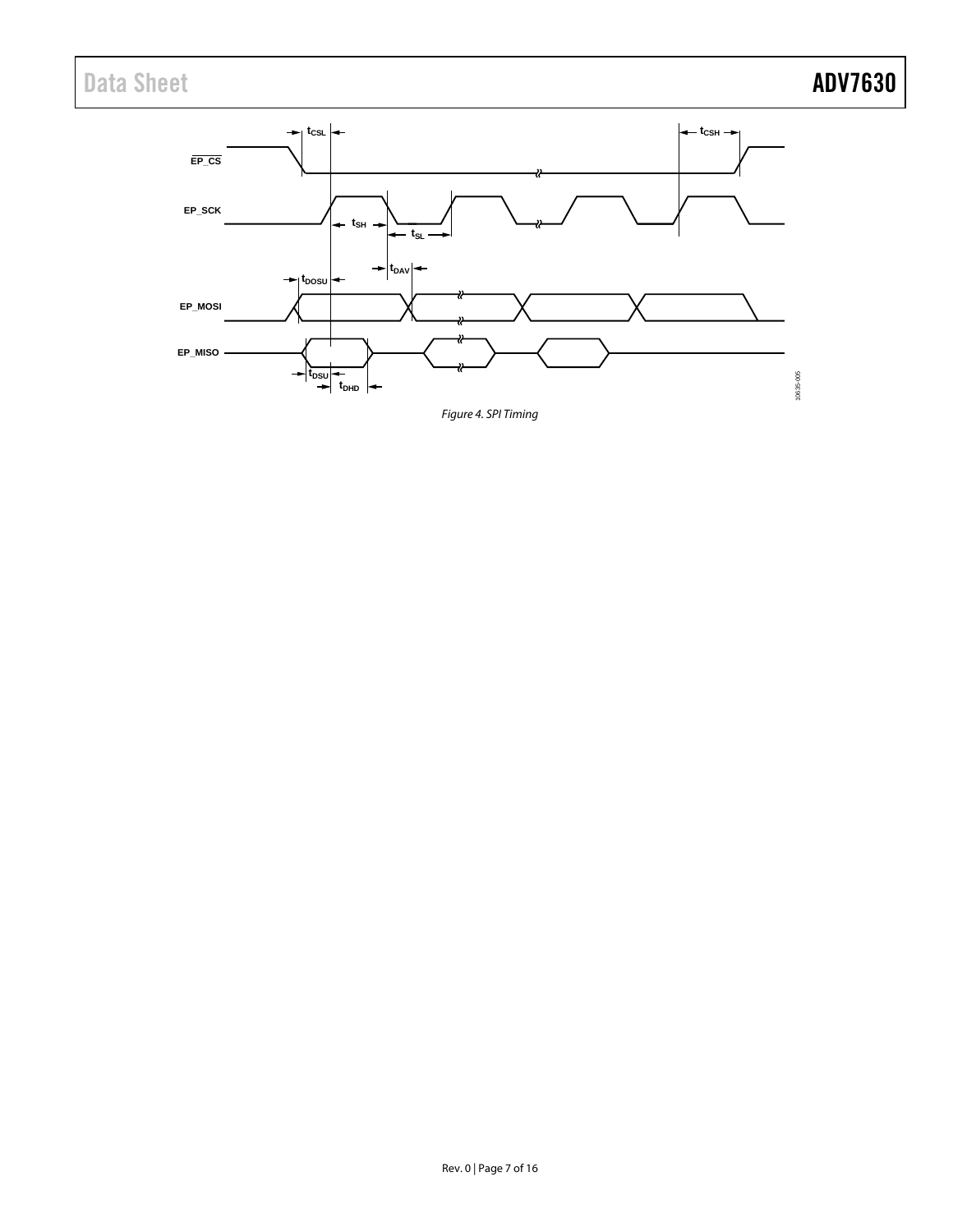Figure 4. SPI Timing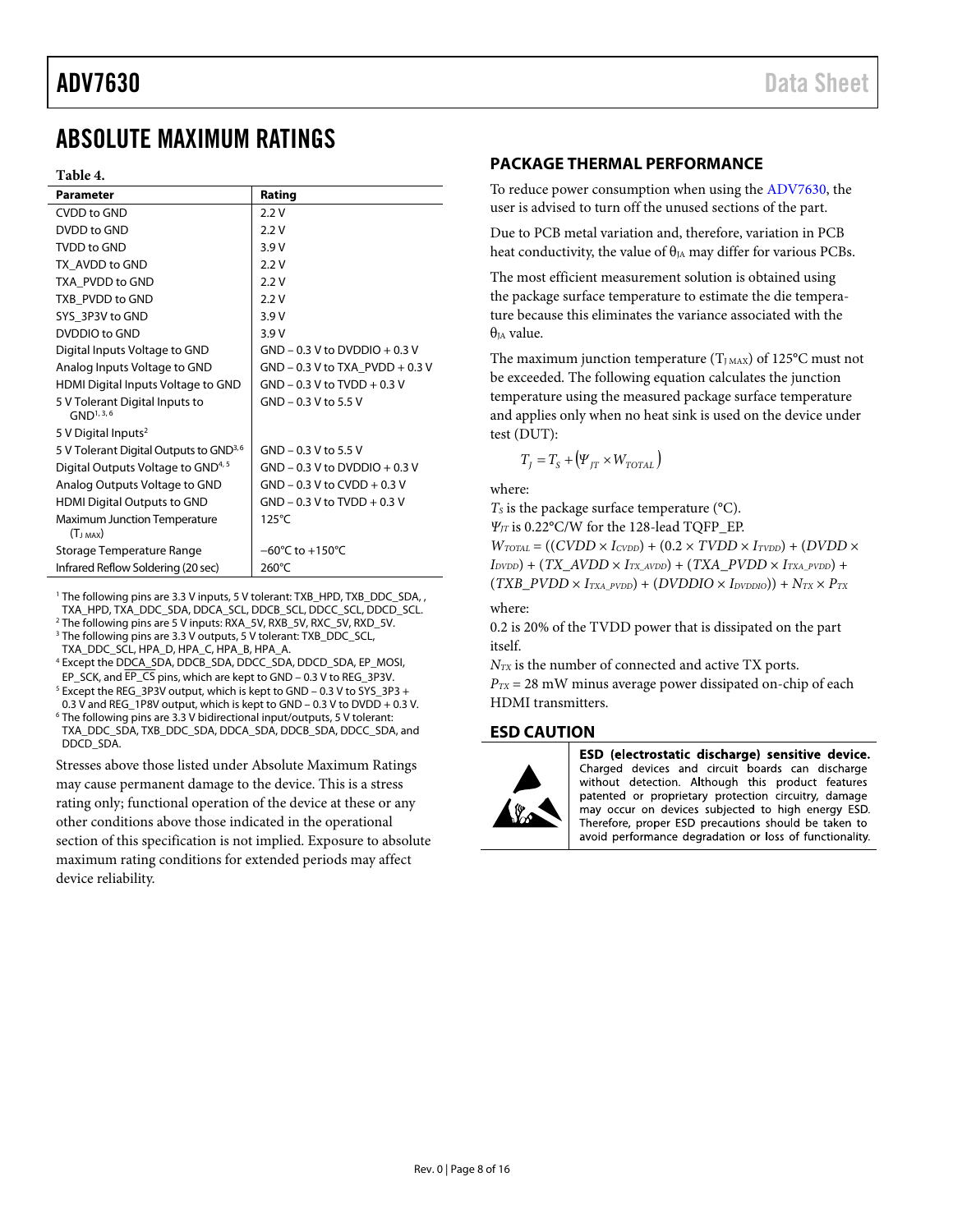# ABSOLUTE MAXIMUM RATINGS

**Table 4.**

| Parameter | Rating |
|---|---|
| CVDD to GND | 2.2 V |
| DVDD to GND | 2.2 V |
| TVDD to GND | 3.9 V |
| TX_AVDD to GND | 2.2 V |
| TXA_PVDD to GND | 2.2 V |
| TXB_PVDD to GND | 2.2 V |
| SYS_3P3V to GND | 3.9 V |
| DVDDIO to GND | 3.9 V |
| Digital Inputs Voltage to GND | GND − 0.3 V to DVDDIO + 0.3 V |
| Analog Inputs Voltage to GND | GND − 0.3 V to TXA_PVDD + 0.3 V |
| HDMI Digital Inputs Voltage to GND | GND − 0.3 V to TVDD + 0.3 V |
| 5 V Tolerant Digital Inputs to GND[1, 3, 6] | GND − 0.3 V to 5.5 V |
| 5 V Digital Inputs[2] | |
| 5 V Tolerant Digital Outputs to GND[3, 6] | GND − 0.3 V to 5.5 V |
| Digital Outputs Voltage to GND[4, 5] | GND − 0.3 V to DVDDIO + 0.3 V |
| Analog Outputs Voltage to GND | GND − 0.3 V to CVDD + 0.3 V |
| HDMI Digital Outputs to GND | GND − 0.3 V to TVDD + 0.3 V |
| Maximum Junction Temperature ($T_{J\ MAX}$) | 125°C |
| Storage Temperature Range | −60°C to +150°C |
| Infrared Reflow Soldering (20 sec) | 260°C |

[1] The following pins are 3.3 V inputs, 5 V tolerant: TXB_HPD, TXB_DDC_SDA, , TXA_HPD, TXA_DDC_SDA, DDCA_SCL, DDCB_SCL, DDCC_SCL, DDCD_SCL.
[2] The following pins are 5 V inputs: RXA_5V, RXB_5V, RXC_5V, RXD_5V.
[3] The following pins are 3.3 V outputs, 5 V tolerant: TXB_DDC_SCL, TXA_DDC_SCL, HPA_D, HPA_C, HPA_B, HPA_A.
[4] Except the DDCA_SDA, DDCB_SDA, DDCC_SDA, DDCD_SDA, EP_MOSI, EP_SCK, and $\overline{\text{EP\_CS}}$ pins, which are kept to GND − 0.3 V to REG_3P3V.
[5] Except the REG_3P3V output, which is kept to GND − 0.3 V to SYS_3P3 + 0.3 V and REG_1P8V output, which is kept to GND − 0.3 V to DVDD + 0.3 V.
[6] The following pins are 3.3 V bidirectional input/outputs, 5 V tolerant: TXA_DDC_SDA, TXB_DDC_SDA, DDCA_SDA, DDCB_SDA, DDCC_SDA, and DDCD_SDA.

Stresses above those listed under Absolute Maximum Ratings may cause permanent damage to the device. This is a stress rating only; functional operation of the device at these or any other conditions above those indicated in the operational section of this specification is not implied. Exposure to absolute maximum rating conditions for extended periods may affect device reliability.

## PACKAGE THERMAL PERFORMANCE

To reduce power consumption when using the ADV7630, the user is advised to turn off the unused sections of the part.

Due to PCB metal variation and, therefore, variation in PCB heat conductivity, the value of $\theta_{JA}$ may differ for various PCBs.

The most efficient measurement solution is obtained using the package surface temperature to estimate the die temperature because this eliminates the variance associated with the $\theta_{JA}$ value.

The maximum junction temperature ($T_{J\ MAX}$) of 125°C must not be exceeded. The following equation calculates the junction temperature using the measured package surface temperature and applies only when no heat sink is used on the device under test (DUT):

$$T_J = T_S + (\Psi_{JT} \times W_{TOTAL})$$

where:
$T_S$ is the package surface temperature (°C).
$\Psi_{JT}$ is 0.22°C/W for the 128-lead TQFP_EP.
$W_{TOTAL} = ((CVDD \times I_{CVDD}) + (0.2 \times TVDD \times I_{TVDD}) + (DVDD \times I_{DVDD}) + (TX\_AVDD \times I_{TX\_AVDD}) + (TXA\_PVDD \times I_{TXA\_PVDD}) + (TXB\_PVDD \times I_{TXA\_PVDD}) + (DVDDIO \times I_{DVDDIO})) + N_{TX} \times P_{TX}$

where:
0.2 is 20% of the TVDD power that is dissipated on the part itself.
$N_{TX}$ is the number of connected and active TX ports.
$P_{TX}$ = 28 mW minus average power dissipated on-chip of each HDMI transmitters.

## ESD CAUTION

**ESD (electrostatic discharge) sensitive device.** Charged devices and circuit boards can discharge without detection. Although this product features patented or proprietary protection circuitry, damage may occur on devices subjected to high energy ESD. Therefore, proper ESD precautions should be taken to avoid performance degradation or loss of functionality.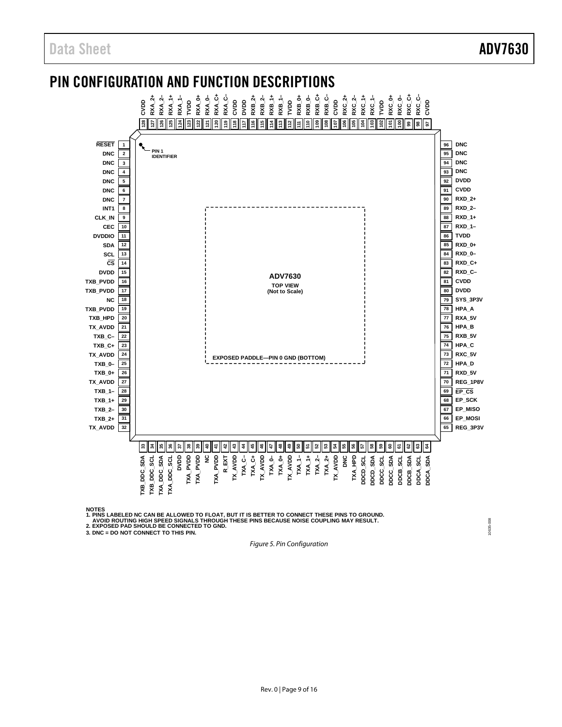# PIN CONFIGURATION AND FUNCTION DESCRIPTIONS

| Pin | Name | Pin | Name | Pin | Name | Pin | Name |
|---|---|---|---|---|---|---|---|
| 1 | RESET | 33 | TXB_DDC_SDA | 65 | REG_3P3V | 97 | CVDD |
| 2 | DNC | 34 | TXB_DDC_SCL | 66 | EP_MOSI | 98 | RXC_C– |
| 3 | DNC | 35 | TXA_DDC_SDA | 67 | EP_MISO | 99 | RXC_C+ |
| 4 | DNC | 36 | TXA_DDC_SCL | 68 | EP_SCK | 100 | RXC_0– |
| 5 | DNC | 37 | DVDD | 69 | EP_CS | 101 | RXC_0+ |
| 6 | DNC | 38 | TXA_PVDD | 70 | REG_1P8V | 102 | TVDD |
| 7 | DNC | 39 | TXA_PVDD | 71 | RXD_5V | 103 | RXC_1– |
| 8 | INT1 | 40 | NC | 72 | HPA_D | 104 | RXC_1+ |
| 9 | CLK_IN | 41 | TXA_PVDD | 73 | RXC_5V | 105 | RXC_2– |
| 10 | CEC | 42 | R_EXT | 74 | HPA_C | 106 | RXC_2+ |
| 11 | DVDDIO | 43 | TX_AVDD | 75 | RXB_5V | 107 | CVDD |
| 12 | SDA | 44 | TXA_C– | 76 | HPA_B | 108 | RXB_C– |
| 13 | SCL | 45 | TXA_C+ | 77 | RXA_5V | 109 | RXB_C+ |
| 14 | CS | 46 | TX_AVDD | 78 | HPA_A | 110 | RXB_0– |
| 15 | DVDD | 47 | TXA_0– | 79 | SYS_3P3V | 111 | RXB_0+ |
| 16 | TXB_PVDD | 48 | TXA_0+ | 80 | DVDD | 112 | TVDD |
| 17 | TXB_PVDD | 49 | TX_AVDD | 81 | CVDD | 113 | RXB_1– |
| 18 | NC | 50 | TXA_1– | 82 | RXD_C– | 114 | RXB_1+ |
| 19 | TXB_PVDD | 51 | TXA_1+ | 83 | RXD_C+ | 115 | RXB_2– |
| 20 | TXB_HPD | 52 | TXA_2– | 84 | RXD_0– | 116 | RXB_2+ |
| 21 | TX_AVDD | 53 | TXA_2+ | 85 | RXD_0+ | 117 | DVDD |
| 22 | TXB_C– | 54 | TX_AVDD | 86 | TVDD | 118 | CVDD |
| 23 | TXB_C+ | 55 | DNC | 87 | RXD_1– | 119 | RXA_C– |
| 24 | TX_AVDD | 56 | TXA_HPD | 88 | RXD_1+ | 120 | RXA_C+ |
| 25 | TXB_0– | 57 | DDCD_SCL | 89 | RXD_2– | 121 | RXA_0– |
| 26 | TXB_0+ | 58 | DDCD_SDA | 90 | RXD_2+ | 122 | RXA_0+ |
| 27 | TX_AVDD | 59 | DDCC_SCL | 91 | CVDD | 123 | TVDD |
| 28 | TXB_1– | 60 | DDCC_SDA | 92 | DVDD | 124 | RXA_1– |
| 29 | TXB_1+ | 61 | DDCB_SCL | 93 | DNC | 125 | RXA_1+ |
| 30 | TXB_2– | 62 | DDCB_SDA | 94 | DNC | 126 | RXA_2– |
| 31 | TXB_2+ | 63 | DDCA_SCL | 95 | DNC | 127 | RXA_2+ |
| 32 | TX_AVDD | 64 | DDCA_SDA | 96 | DNC | 128 | CVDD |

ADV7630
TOP VIEW
(Not to Scale)

PIN 1 IDENTIFIER

EXPOSED PADDLE—PIN 0 GND (BOTTOM)

NOTES
1. PINS LABELED NC CAN BE ALLOWED TO FLOAT, BUT IT IS BETTER TO CONNECT THESE PINS TO GROUND. AVOID ROUTING HIGH SPEED SIGNALS THROUGH THESE PINS BECAUSE NOISE COUPLING MAY RESULT.
2. EXPOSED PAD SHOULD BE CONNECTED TO GND.
3. DNC = DO NOT CONNECT TO THIS PIN.

*Figure 5. Pin Configuration*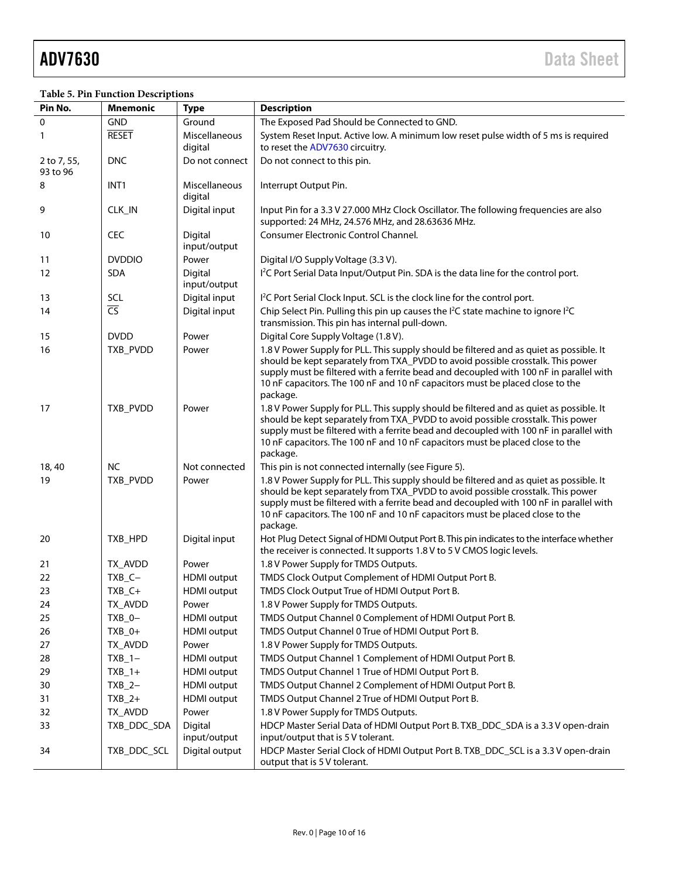**Table 5. Pin Function Descriptions**

| Pin No. | Mnemonic | Type | Description |
|---|---|---|---|
| 0 | GND | Ground | The Exposed Pad Should be Connected to GND. |
| 1 | RESET | Miscellaneous digital | System Reset Input. Active low. A minimum low reset pulse width of 5 ms is required to reset the ADV7630 circuitry. |
| 2 to 7, 55, 93 to 96 | DNC | Do not connect | Do not connect to this pin. |
| 8 | INT1 | Miscellaneous digital | Interrupt Output Pin. |
| 9 | CLK_IN | Digital input | Input Pin for a 3.3 V 27.000 MHz Clock Oscillator. The following frequencies are also supported: 24 MHz, 24.576 MHz, and 28.63636 MHz. |
| 10 | CEC | Digital input/output | Consumer Electronic Control Channel. |
| 11 | DVDDIO | Power | Digital I/O Supply Voltage (3.3 V). |
| 12 | SDA | Digital input/output | I²C Port Serial Data Input/Output Pin. SDA is the data line for the control port. |
| 13 | SCL | Digital input | I²C Port Serial Clock Input. SCL is the clock line for the control port. |
| 14 | CS | Digital input | Chip Select Pin. Pulling this pin up causes the I²C state machine to ignore I²C transmission. This pin has internal pull-down. |
| 15 | DVDD | Power | Digital Core Supply Voltage (1.8 V). |
| 16 | TXB_PVDD | Power | 1.8 V Power Supply for PLL. This supply should be filtered and as quiet as possible. It should be kept separately from TXA_PVDD to avoid possible crosstalk. This power supply must be filtered with a ferrite bead and decoupled with 100 nF in parallel with 10 nF capacitors. The 100 nF and 10 nF capacitors must be placed close to the package. |
| 17 | TXB_PVDD | Power | 1.8 V Power Supply for PLL. This supply should be filtered and as quiet as possible. It should be kept separately from TXA_PVDD to avoid possible crosstalk. This power supply must be filtered with a ferrite bead and decoupled with 100 nF in parallel with 10 nF capacitors. The 100 nF and 10 nF capacitors must be placed close to the package. |
| 18, 40 | NC | Not connected | This pin is not connected internally (see Figure 5). |
| 19 | TXB_PVDD | Power | 1.8 V Power Supply for PLL. This supply should be filtered and as quiet as possible. It should be kept separately from TXA_PVDD to avoid possible crosstalk. This power supply must be filtered with a ferrite bead and decoupled with 100 nF in parallel with 10 nF capacitors. The 100 nF and 10 nF capacitors must be placed close to the package. |
| 20 | TXB_HPD | Digital input | Hot Plug Detect Signal of HDMI Output Port B. This pin indicates to the interface whether the receiver is connected. It supports 1.8 V to 5 V CMOS logic levels. |
| 21 | TX_AVDD | Power | 1.8 V Power Supply for TMDS Outputs. |
| 22 | TXB_C− | HDMI output | TMDS Clock Output Complement of HDMI Output Port B. |
| 23 | TXB_C+ | HDMI output | TMDS Clock Output True of HDMI Output Port B. |
| 24 | TX_AVDD | Power | 1.8 V Power Supply for TMDS Outputs. |
| 25 | TXB_0− | HDMI output | TMDS Output Channel 0 Complement of HDMI Output Port B. |
| 26 | TXB_0+ | HDMI output | TMDS Output Channel 0 True of HDMI Output Port B. |
| 27 | TX_AVDD | Power | 1.8 V Power Supply for TMDS Outputs. |
| 28 | TXB_1− | HDMI output | TMDS Output Channel 1 Complement of HDMI Output Port B. |
| 29 | TXB_1+ | HDMI output | TMDS Output Channel 1 True of HDMI Output Port B. |
| 30 | TXB_2− | HDMI output | TMDS Output Channel 2 Complement of HDMI Output Port B. |
| 31 | TXB_2+ | HDMI output | TMDS Output Channel 2 True of HDMI Output Port B. |
| 32 | TX_AVDD | Power | 1.8 V Power Supply for TMDS Outputs. |
| 33 | TXB_DDC_SDA | Digital input/output | HDCP Master Serial Data of HDMI Output Port B. TXB_DDC_SDA is a 3.3 V open-drain input/output that is 5 V tolerant. |
| 34 | TXB_DDC_SCL | Digital output | HDCP Master Serial Clock of HDMI Output Port B. TXB_DDC_SCL is a 3.3 V open-drain output that is 5 V tolerant. |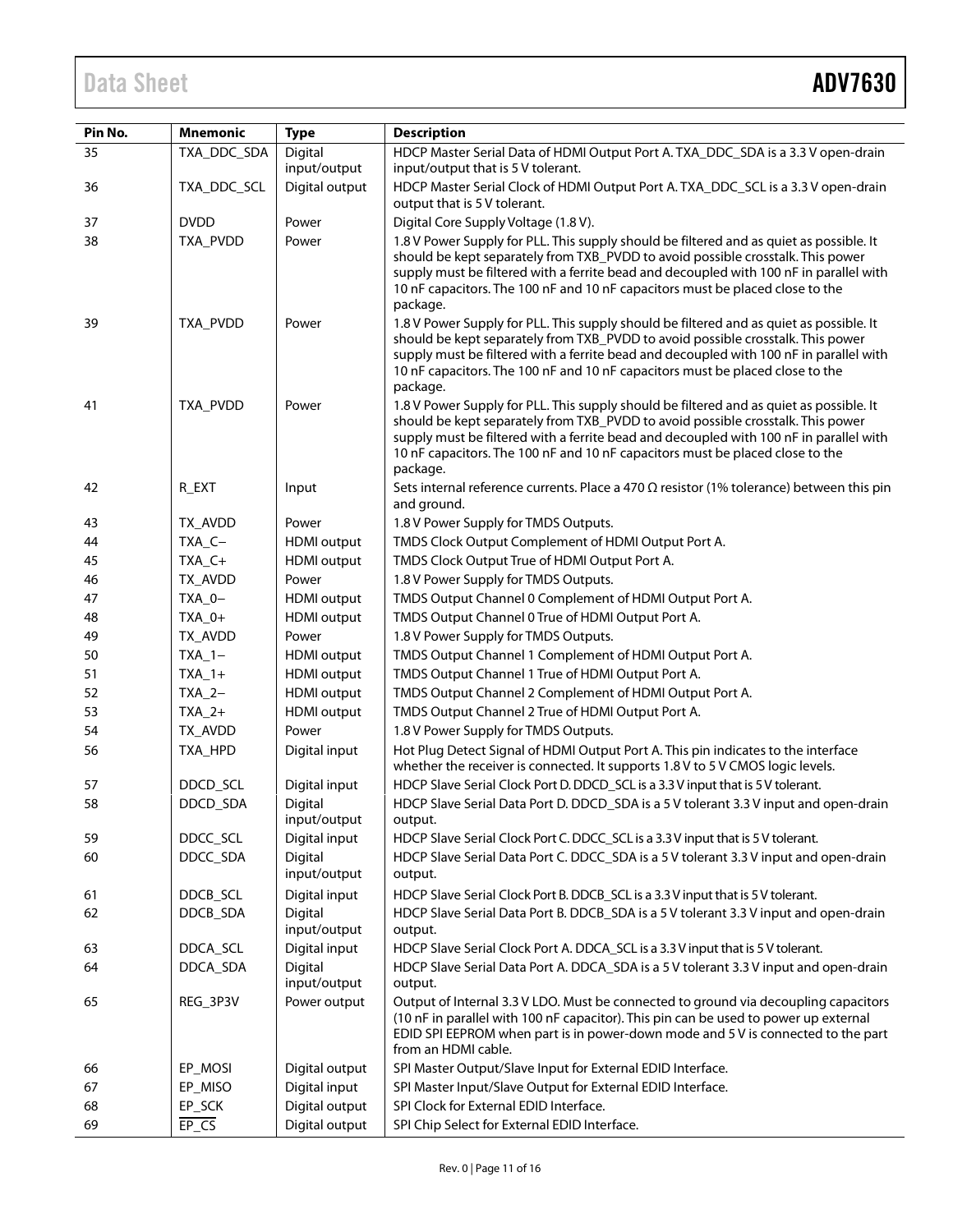| Pin No. | Mnemonic | Type | Description |
|---|---|---|---|
| 35 | TXA_DDC_SDA | Digital input/output | HDCP Master Serial Data of HDMI Output Port A. TXA_DDC_SDA is a 3.3 V open-drain input/output that is 5 V tolerant. |
| 36 | TXA_DDC_SCL | Digital output | HDCP Master Serial Clock of HDMI Output Port A. TXA_DDC_SCL is a 3.3 V open-drain output that is 5 V tolerant. |
| 37 | DVDD | Power | Digital Core Supply Voltage (1.8 V). |
| 38 | TXA_PVDD | Power | 1.8 V Power Supply for PLL. This supply should be filtered and as quiet as possible. It should be kept separately from TXB_PVDD to avoid possible crosstalk. This power supply must be filtered with a ferrite bead and decoupled with 100 nF in parallel with 10 nF capacitors. The 100 nF and 10 nF capacitors must be placed close to the package. |
| 39 | TXA_PVDD | Power | 1.8 V Power Supply for PLL. This supply should be filtered and as quiet as possible. It should be kept separately from TXB_PVDD to avoid possible crosstalk. This power supply must be filtered with a ferrite bead and decoupled with 100 nF in parallel with 10 nF capacitors. The 100 nF and 10 nF capacitors must be placed close to the package. |
| 41 | TXA_PVDD | Power | 1.8 V Power Supply for PLL. This supply should be filtered and as quiet as possible. It should be kept separately from TXB_PVDD to avoid possible crosstalk. This power supply must be filtered with a ferrite bead and decoupled with 100 nF in parallel with 10 nF capacitors. The 100 nF and 10 nF capacitors must be placed close to the package. |
| 42 | R_EXT | Input | Sets internal reference currents. Place a 470 Ω resistor (1% tolerance) between this pin and ground. |
| 43 | TX_AVDD | Power | 1.8 V Power Supply for TMDS Outputs. |
| 44 | TXA_C− | HDMI output | TMDS Clock Output Complement of HDMI Output Port A. |
| 45 | TXA_C+ | HDMI output | TMDS Clock Output True of HDMI Output Port A. |
| 46 | TX_AVDD | Power | 1.8 V Power Supply for TMDS Outputs. |
| 47 | TXA_0− | HDMI output | TMDS Output Channel 0 Complement of HDMI Output Port A. |
| 48 | TXA_0+ | HDMI output | TMDS Output Channel 0 True of HDMI Output Port A. |
| 49 | TX_AVDD | Power | 1.8 V Power Supply for TMDS Outputs. |
| 50 | TXA_1− | HDMI output | TMDS Output Channel 1 Complement of HDMI Output Port A. |
| 51 | TXA_1+ | HDMI output | TMDS Output Channel 1 True of HDMI Output Port A. |
| 52 | TXA_2− | HDMI output | TMDS Output Channel 2 Complement of HDMI Output Port A. |
| 53 | TXA_2+ | HDMI output | TMDS Output Channel 2 True of HDMI Output Port A. |
| 54 | TX_AVDD | Power | 1.8 V Power Supply for TMDS Outputs. |
| 56 | TXA_HPD | Digital input | Hot Plug Detect Signal of HDMI Output Port A. This pin indicates to the interface whether the receiver is connected. It supports 1.8 V to 5 V CMOS logic levels. |
| 57 | DDCD_SCL | Digital input | HDCP Slave Serial Clock Port D. DDCD_SCL is a 3.3 V input that is 5 V tolerant. |
| 58 | DDCD_SDA | Digital input/output | HDCP Slave Serial Data Port D. DDCD_SDA is a 5 V tolerant 3.3 V input and open-drain output. |
| 59 | DDCC_SCL | Digital input | HDCP Slave Serial Clock Port C. DDCC_SCL is a 3.3 V input that is 5 V tolerant. |
| 60 | DDCC_SDA | Digital input/output | HDCP Slave Serial Data Port C. DDCC_SDA is a 5 V tolerant 3.3 V input and open-drain output. |
| 61 | DDCB_SCL | Digital input | HDCP Slave Serial Clock Port B. DDCB_SCL is a 3.3 V input that is 5 V tolerant. |
| 62 | DDCB_SDA | Digital input/output | HDCP Slave Serial Data Port B. DDCB_SDA is a 5 V tolerant 3.3 V input and open-drain output. |
| 63 | DDCA_SCL | Digital input | HDCP Slave Serial Clock Port A. DDCA_SCL is a 3.3 V input that is 5 V tolerant. |
| 64 | DDCA_SDA | Digital input/output | HDCP Slave Serial Data Port A. DDCA_SDA is a 5 V tolerant 3.3 V input and open-drain output. |
| 65 | REG_3P3V | Power output | Output of Internal 3.3 V LDO. Must be connected to ground via decoupling capacitors (10 nF in parallel with 100 nF capacitor). This pin can be used to power up external EDID SPI EEPROM when part is in power-down mode and 5 V is connected to the part from an HDMI cable. |
| 66 | EP_MOSI | Digital output | SPI Master Output/Slave Input for External EDID Interface. |
| 67 | EP_MISO | Digital input | SPI Master Input/Slave Output for External EDID Interface. |
| 68 | EP_SCK | Digital output | SPI Clock for External EDID Interface. |
| 69 | $\overline{\text{EP\_CS}}$ | Digital output | SPI Chip Select for External EDID Interface. |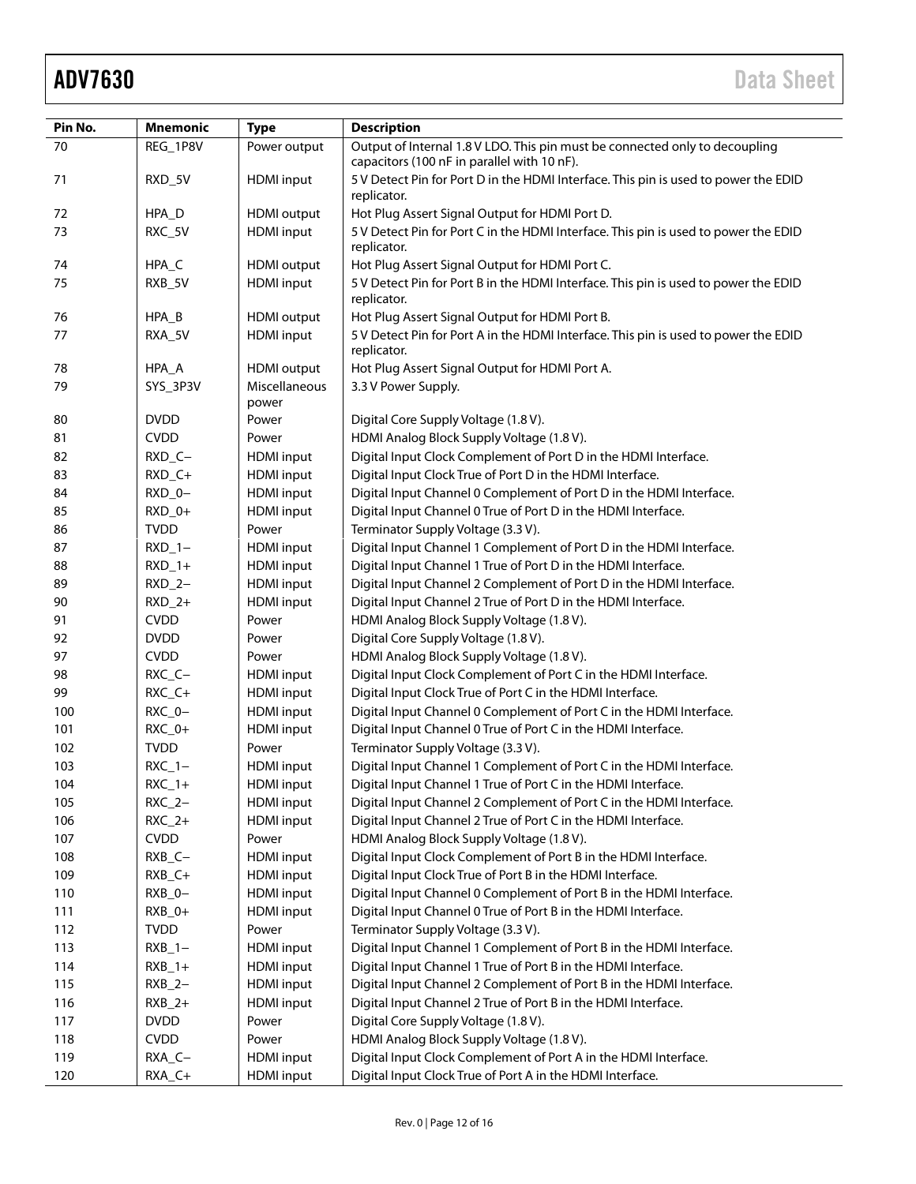| Pin No. | Mnemonic | Type | Description |
|---|---|---|---|
| 70 | REG_1P8V | Power output | Output of Internal 1.8 V LDO. This pin must be connected only to decoupling capacitors (100 nF in parallel with 10 nF). |
| 71 | RXD_5V | HDMI input | 5 V Detect Pin for Port D in the HDMI Interface. This pin is used to power the EDID replicator. |
| 72 | HPA_D | HDMI output | Hot Plug Assert Signal Output for HDMI Port D. |
| 73 | RXC_5V | HDMI input | 5 V Detect Pin for Port C in the HDMI Interface. This pin is used to power the EDID replicator. |
| 74 | HPA_C | HDMI output | Hot Plug Assert Signal Output for HDMI Port C. |
| 75 | RXB_5V | HDMI input | 5 V Detect Pin for Port B in the HDMI Interface. This pin is used to power the EDID replicator. |
| 76 | HPA_B | HDMI output | Hot Plug Assert Signal Output for HDMI Port B. |
| 77 | RXA_5V | HDMI input | 5 V Detect Pin for Port A in the HDMI Interface. This pin is used to power the EDID replicator. |
| 78 | HPA_A | HDMI output | Hot Plug Assert Signal Output for HDMI Port A. |
| 79 | SYS_3P3V | Miscellaneous power | 3.3 V Power Supply. |
| 80 | DVDD | Power | Digital Core Supply Voltage (1.8 V). |
| 81 | CVDD | Power | HDMI Analog Block Supply Voltage (1.8 V). |
| 82 | RXD_C− | HDMI input | Digital Input Clock Complement of Port D in the HDMI Interface. |
| 83 | RXD_C+ | HDMI input | Digital Input Clock True of Port D in the HDMI Interface. |
| 84 | RXD_0− | HDMI input | Digital Input Channel 0 Complement of Port D in the HDMI Interface. |
| 85 | RXD_0+ | HDMI input | Digital Input Channel 0 True of Port D in the HDMI Interface. |
| 86 | TVDD | Power | Terminator Supply Voltage (3.3 V). |
| 87 | RXD_1− | HDMI input | Digital Input Channel 1 Complement of Port D in the HDMI Interface. |
| 88 | RXD_1+ | HDMI input | Digital Input Channel 1 True of Port D in the HDMI Interface. |
| 89 | RXD_2− | HDMI input | Digital Input Channel 2 Complement of Port D in the HDMI Interface. |
| 90 | RXD_2+ | HDMI input | Digital Input Channel 2 True of Port D in the HDMI Interface. |
| 91 | CVDD | Power | HDMI Analog Block Supply Voltage (1.8 V). |
| 92 | DVDD | Power | Digital Core Supply Voltage (1.8 V). |
| 97 | CVDD | Power | HDMI Analog Block Supply Voltage (1.8 V). |
| 98 | RXC_C− | HDMI input | Digital Input Clock Complement of Port C in the HDMI Interface. |
| 99 | RXC_C+ | HDMI input | Digital Input Clock True of Port C in the HDMI Interface. |
| 100 | RXC_0− | HDMI input | Digital Input Channel 0 Complement of Port C in the HDMI Interface. |
| 101 | RXC_0+ | HDMI input | Digital Input Channel 0 True of Port C in the HDMI Interface. |
| 102 | TVDD | Power | Terminator Supply Voltage (3.3 V). |
| 103 | RXC_1− | HDMI input | Digital Input Channel 1 Complement of Port C in the HDMI Interface. |
| 104 | RXC_1+ | HDMI input | Digital Input Channel 1 True of Port C in the HDMI Interface. |
| 105 | RXC_2− | HDMI input | Digital Input Channel 2 Complement of Port C in the HDMI Interface. |
| 106 | RXC_2+ | HDMI input | Digital Input Channel 2 True of Port C in the HDMI Interface. |
| 107 | CVDD | Power | HDMI Analog Block Supply Voltage (1.8 V). |
| 108 | RXB_C− | HDMI input | Digital Input Clock Complement of Port B in the HDMI Interface. |
| 109 | RXB_C+ | HDMI input | Digital Input Clock True of Port B in the HDMI Interface. |
| 110 | RXB_0− | HDMI input | Digital Input Channel 0 Complement of Port B in the HDMI Interface. |
| 111 | RXB_0+ | HDMI input | Digital Input Channel 0 True of Port B in the HDMI Interface. |
| 112 | TVDD | Power | Terminator Supply Voltage (3.3 V). |
| 113 | RXB_1− | HDMI input | Digital Input Channel 1 Complement of Port B in the HDMI Interface. |
| 114 | RXB_1+ | HDMI input | Digital Input Channel 1 True of Port B in the HDMI Interface. |
| 115 | RXB_2− | HDMI input | Digital Input Channel 2 Complement of Port B in the HDMI Interface. |
| 116 | RXB_2+ | HDMI input | Digital Input Channel 2 True of Port B in the HDMI Interface. |
| 117 | DVDD | Power | Digital Core Supply Voltage (1.8 V). |
| 118 | CVDD | Power | HDMI Analog Block Supply Voltage (1.8 V). |
| 119 | RXA_C− | HDMI input | Digital Input Clock Complement of Port A in the HDMI Interface. |
| 120 | RXA_C+ | HDMI input | Digital Input Clock True of Port A in the HDMI Interface. |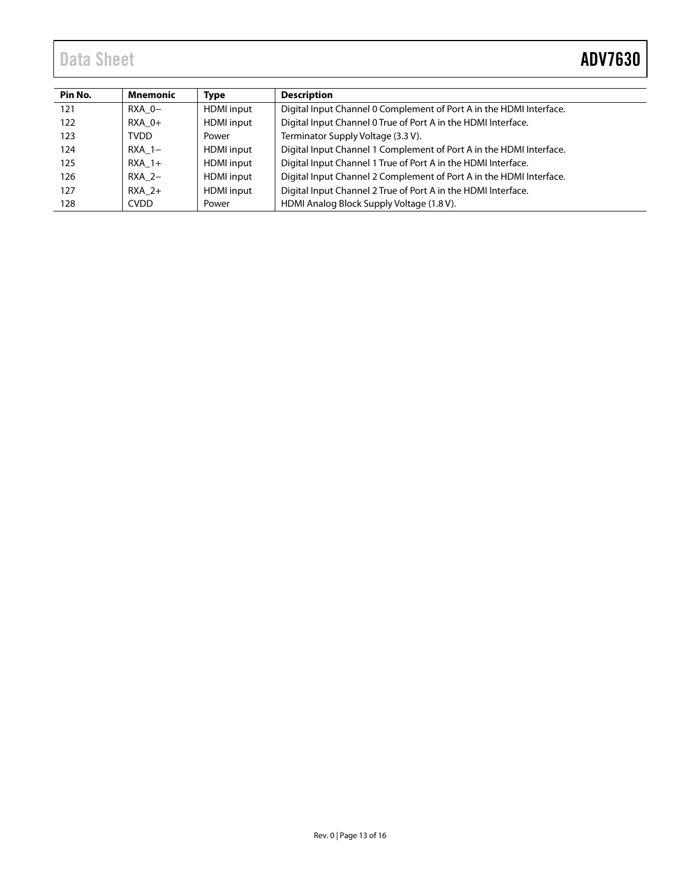| Pin No. | Mnemonic | Type | Description |
| --- | --- | --- | --- |
| 121 | RXA_0− | HDMI input | Digital Input Channel 0 Complement of Port A in the HDMI Interface. |
| 122 | RXA_0+ | HDMI input | Digital Input Channel 0 True of Port A in the HDMI Interface. |
| 123 | TVDD | Power | Terminator Supply Voltage (3.3 V). |
| 124 | RXA_1− | HDMI input | Digital Input Channel 1 Complement of Port A in the HDMI Interface. |
| 125 | RXA_1+ | HDMI input | Digital Input Channel 1 True of Port A in the HDMI Interface. |
| 126 | RXA_2− | HDMI input | Digital Input Channel 2 Complement of Port A in the HDMI Interface. |
| 127 | RXA_2+ | HDMI input | Digital Input Channel 2 True of Port A in the HDMI Interface. |
| 128 | CVDD | Power | HDMI Analog Block Supply Voltage (1.8 V). |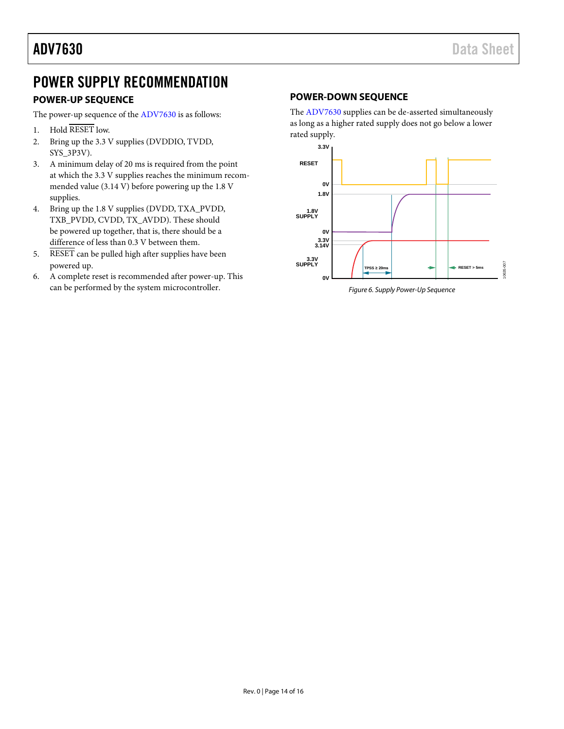# POWER SUPPLY RECOMMENDATION

## POWER-UP SEQUENCE

The power-up sequence of the ADV7630 is as follows:

1. Hold $\overline{\text{RESET}}$ low.
2. Bring up the 3.3 V supplies (DVDDIO, TVDD, SYS_3P3V).
3. A minimum delay of 20 ms is required from the point at which the 3.3 V supplies reaches the minimum recommended value (3.14 V) before powering up the 1.8 V supplies.
4. Bring up the 1.8 V supplies (DVDD, TXA_PVDD, TXB_PVDD, CVDD, TX_AVDD). These should be powered up together, that is, there should be a difference of less than 0.3 V between them.
5. $\overline{\text{RESET}}$ can be pulled high after supplies have been powered up.
6. A complete reset is recommended after power-up. This can be performed by the system microcontroller.

## POWER-DOWN SEQUENCE

The ADV7630 supplies can be de-asserted simultaneously as long as a higher rated supply does not go below a lower rated supply.

*Figure 6. Supply Power-Up Sequence*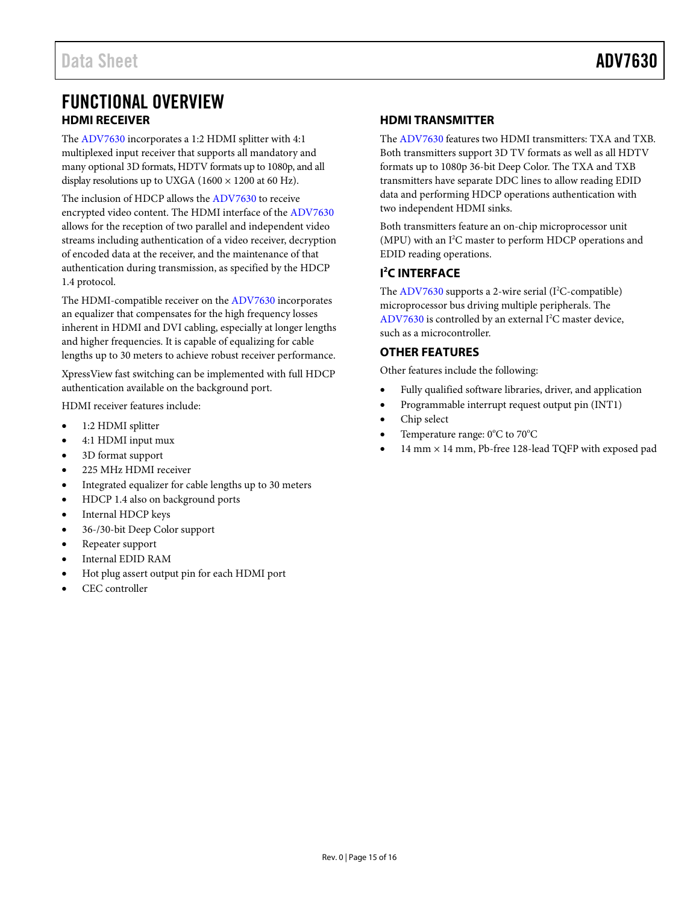# FUNCTIONAL OVERVIEW

## HDMI RECEIVER

The ADV7630 incorporates a 1:2 HDMI splitter with 4:1 multiplexed input receiver that supports all mandatory and many optional 3D formats, HDTV formats up to 1080p, and all display resolutions up to UXGA (1600 × 1200 at 60 Hz).

The inclusion of HDCP allows the ADV7630 to receive encrypted video content. The HDMI interface of the ADV7630 allows for the reception of two parallel and independent video streams including authentication of a video receiver, decryption of encoded data at the receiver, and the maintenance of that authentication during transmission, as specified by the HDCP 1.4 protocol.

The HDMI-compatible receiver on the ADV7630 incorporates an equalizer that compensates for the high frequency losses inherent in HDMI and DVI cabling, especially at longer lengths and higher frequencies. It is capable of equalizing for cable lengths up to 30 meters to achieve robust receiver performance.

XpressView fast switching can be implemented with full HDCP authentication available on the background port.

HDMI receiver features include:

- 1:2 HDMI splitter
- 4:1 HDMI input mux
- 3D format support
- 225 MHz HDMI receiver
- Integrated equalizer for cable lengths up to 30 meters
- HDCP 1.4 also on background ports
- Internal HDCP keys
- 36-/30-bit Deep Color support
- Repeater support
- Internal EDID RAM
- Hot plug assert output pin for each HDMI port
- CEC controller

## HDMI TRANSMITTER

The ADV7630 features two HDMI transmitters: TXA and TXB. Both transmitters support 3D TV formats as well as all HDTV formats up to 1080p 36-bit Deep Color. The TXA and TXB transmitters have separate DDC lines to allow reading EDID data and performing HDCP operations authentication with two independent HDMI sinks.

Both transmitters feature an on-chip microprocessor unit (MPU) with an I²C master to perform HDCP operations and EDID reading operations.

## I²C INTERFACE

The ADV7630 supports a 2-wire serial (I²C-compatible) microprocessor bus driving multiple peripherals. The ADV7630 is controlled by an external I²C master device, such as a microcontroller.

## OTHER FEATURES

Other features include the following:

- Fully qualified software libraries, driver, and application
- Programmable interrupt request output pin (INT1)
- Chip select
- Temperature range: 0°C to 70°C
- 14 mm × 14 mm, Pb-free 128-lead TQFP with exposed pad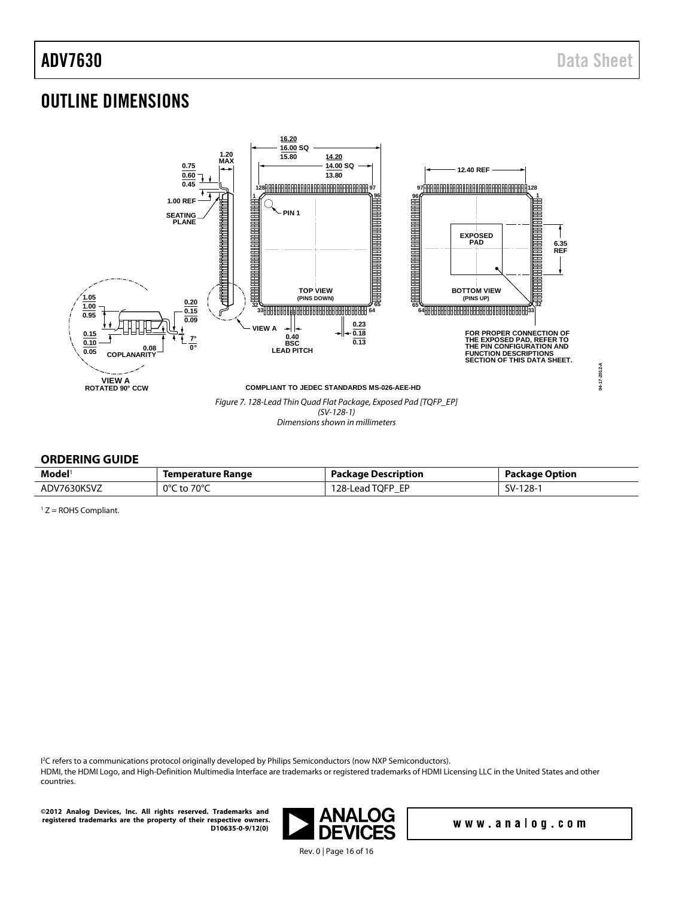## OUTLINE DIMENSIONS

16.20
16.00 SQ
15.80

14.20
14.00 SQ
13.80

1.20 MAX

0.75
0.60
0.45

1.00 REF

SEATING PLANE

128 97
1 96
PIN 1

TOP VIEW
(PINS DOWN)

32 65
33 64

12.40 REF

97 128
96 1

EXPOSED PAD

6.35 REF

BOTTOM VIEW
(PINS UP)

65 32
64 33

1.05
1.00
0.95

0.20
0.15
0.09

0.15
0.10
0.05

7°
0°

0.08 COPLANARITY

VIEW A
ROTATED 90° CCW

VIEW A

0.40 BSC LEAD PITCH

0.23
0.18
0.13

FOR PROPER CONNECTION OF THE EXPOSED PAD, REFER TO THE PIN CONFIGURATION AND FUNCTION DESCRIPTIONS SECTION OF THIS DATA SHEET.

COMPLIANT TO JEDEC STANDARDS MS-026-AEE-HD

04-17-2012-A

*Figure 7. 128-Lead Thin Quad Flat Package, Exposed Pad [TQFP_EP] (SV-128-1) Dimensions shown in millimeters*

### ORDERING GUIDE

| Model[1] | Temperature Range | Package Description | Package Option |
|---|---|---|---|
| ADV7630KSVZ | 0°C to 70°C | 128-Lead TQFP_EP | SV-128-1 |

[1] Z = ROHS Compliant.

I²C refers to a communications protocol originally developed by Philips Semiconductors (now NXP Semiconductors).

HDMI, the HDMI Logo, and High-Definition Multimedia Interface are trademarks or registered trademarks of HDMI Licensing LLC in the United States and other countries.

**©2012 Analog Devices, Inc. All rights reserved. Trademarks and registered trademarks are the property of their respective owners. D10635-0-9/12(0)**

www.analog.com